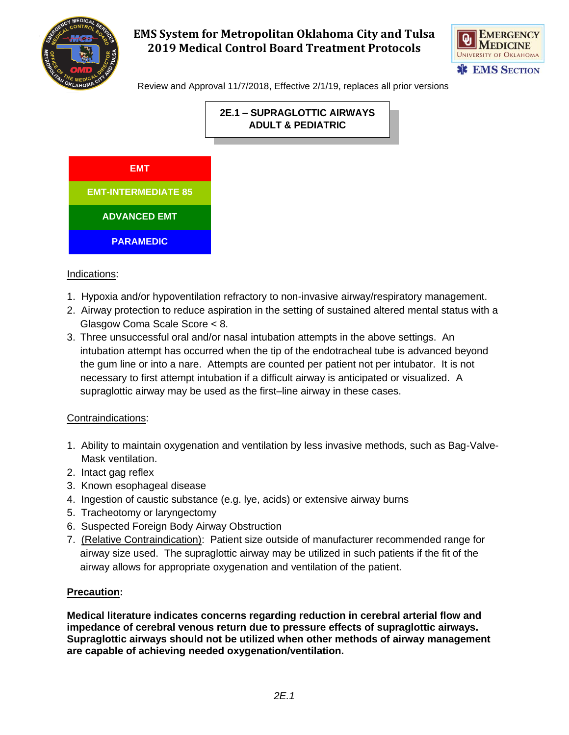# EMS System for Metropolitan Oklahoma City and Tulsa
# 2019 Medical Control Board Treatment Protocols

Review and Approval 11/7/2018, Effective 2/1/19, replaces all prior versions

## 2E.1 – SUPRAGLOTTIC AIRWAYS ADULT & PEDIATRIC

| EMT |
| --- |
| EMT-INTERMEDIATE 85 |
| ADVANCED EMT |
| PARAMEDIC |

Indications:

1. Hypoxia and/or hypoventilation refractory to non-invasive airway/respiratory management.
2. Airway protection to reduce aspiration in the setting of sustained altered mental status with a Glasgow Coma Scale Score < 8.
3. Three unsuccessful oral and/or nasal intubation attempts in the above settings. An intubation attempt has occurred when the tip of the endotracheal tube is advanced beyond the gum line or into a nare. Attempts are counted per patient not per intubator. It is not necessary to first attempt intubation if a difficult airway is anticipated or visualized. A supraglottic airway may be used as the first–line airway in these cases.

Contraindications:

1. Ability to maintain oxygenation and ventilation by less invasive methods, such as Bag-Valve-Mask ventilation.
2. Intact gag reflex
3. Known esophageal disease
4. Ingestion of caustic substance (e.g. lye, acids) or extensive airway burns
5. Tracheotomy or laryngectomy
6. Suspected Foreign Body Airway Obstruction
7. (Relative Contraindication): Patient size outside of manufacturer recommended range for airway size used. The supraglottic airway may be utilized in such patients if the fit of the airway allows for appropriate oxygenation and ventilation of the patient.

**Precaution:**

**Medical literature indicates concerns regarding reduction in cerebral arterial flow and impedance of cerebral venous return due to pressure effects of supraglottic airways. Supraglottic airways should not be utilized when other methods of airway management are capable of achieving needed oxygenation/ventilation.**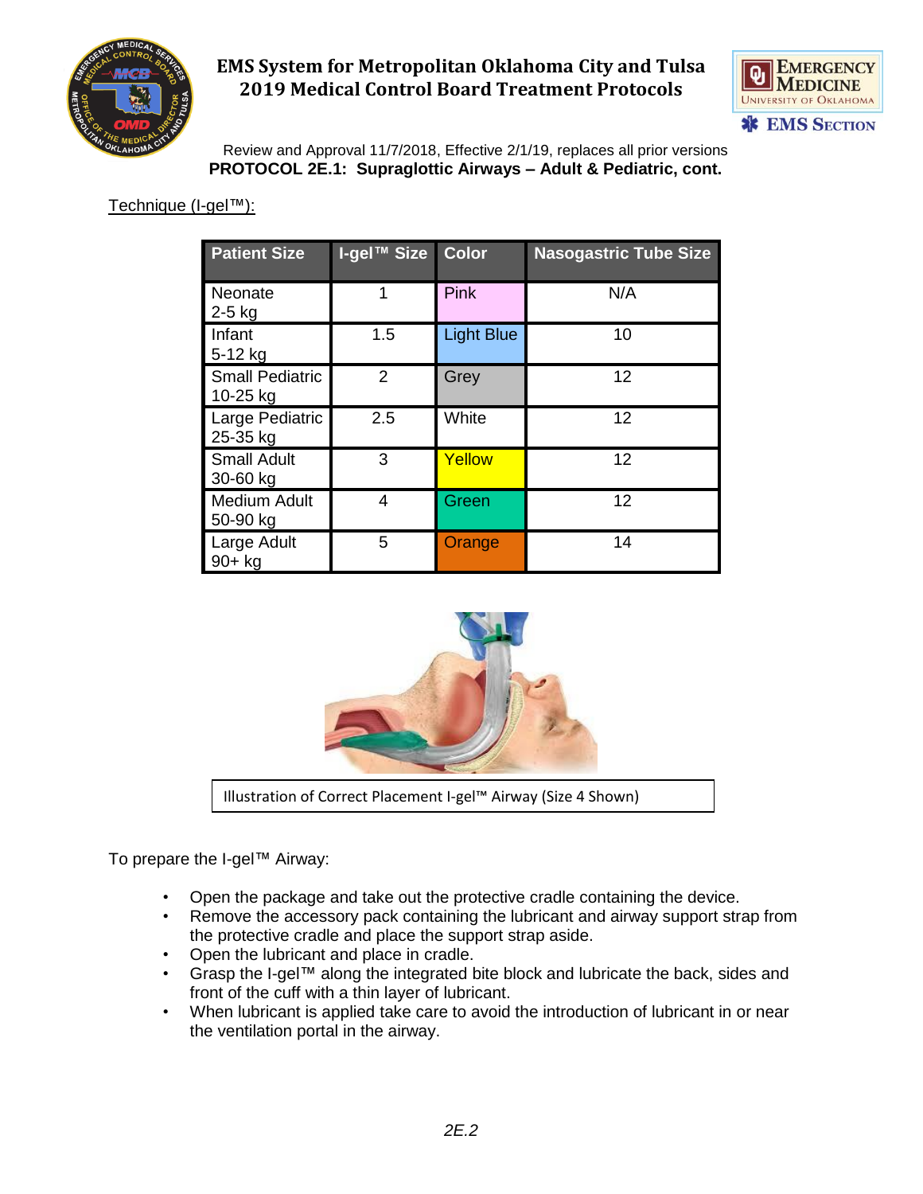Review and Approval 11/7/2018, Effective 2/1/19, replaces all prior versions

**PROTOCOL 2E.1: Supraglottic Airways – Adult & Pediatric, cont.**

Technique (I-gel™):

| Patient Size | I-gel™ Size | Color | Nasogastric Tube Size |
|---|---|---|---|
| Neonate 2-5 kg | 1 | Pink | N/A |
| Infant 5-12 kg | 1.5 | Light Blue | 10 |
| Small Pediatric 10-25 kg | 2 | Grey | 12 |
| Large Pediatric 25-35 kg | 2.5 | White | 12 |
| Small Adult 30-60 kg | 3 | Yellow | 12 |
| Medium Adult 50-90 kg | 4 | Green | 12 |
| Large Adult 90+ kg | 5 | Orange | 14 |

Illustration of Correct Placement I-gel™ Airway (Size 4 Shown)

To prepare the I-gel™ Airway:

- Open the package and take out the protective cradle containing the device.
- Remove the accessory pack containing the lubricant and airway support strap from the protective cradle and place the support strap aside.
- Open the lubricant and place in cradle.
- Grasp the I-gel™ along the integrated bite block and lubricate the back, sides and front of the cuff with a thin layer of lubricant.
- When lubricant is applied take care to avoid the introduction of lubricant in or near the ventilation portal in the airway.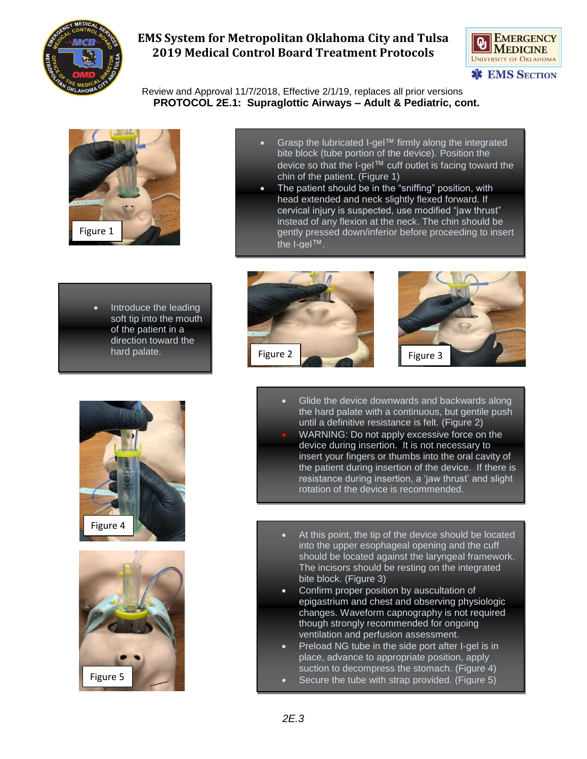PROTOCOL 2E.1: Supraglottic Airways – Adult & Pediatric, cont.

Figure 1

- Grasp the lubricated I-gel™ firmly along the integrated bite block (tube portion of the device). Position the device so that the I-gel™ cuff outlet is facing toward the chin of the patient. (Figure 1)
- The patient should be in the "sniffing" position, with head extended and neck slightly flexed forward. If cervical injury is suspected, use modified "jaw thrust" instead of any flexion at the neck. The chin should be gently pressed down/inferior before proceeding to insert the I-gel™.

- Introduce the leading soft tip into the mouth of the patient in a direction toward the hard palate.

Figure 2

Figure 3

Figure 4

- Glide the device downwards and backwards along the hard palate with a continuous, but gentile push until a definitive resistance is felt. (Figure 2)
- WARNING: Do not apply excessive force on the device during insertion. It is not necessary to insert your fingers or thumbs into the oral cavity of the patient during insertion of the device. If there is resistance during insertion, a 'jaw thrust' and slight rotation of the device is recommended.

Figure 5

- At this point, the tip of the device should be located into the upper esophageal opening and the cuff should be located against the laryngeal framework. The incisors should be resting on the integrated bite block. (Figure 3)
- Confirm proper position by auscultation of epigastrium and chest and observing physiologic changes. Waveform capnography is not required though strongly recommended for ongoing ventilation and perfusion assessment.
- Preload NG tube in the side port after I-gel is in place, advance to appropriate position, apply suction to decompress the stomach. (Figure 4)
- Secure the tube with strap provided. (Figure 5)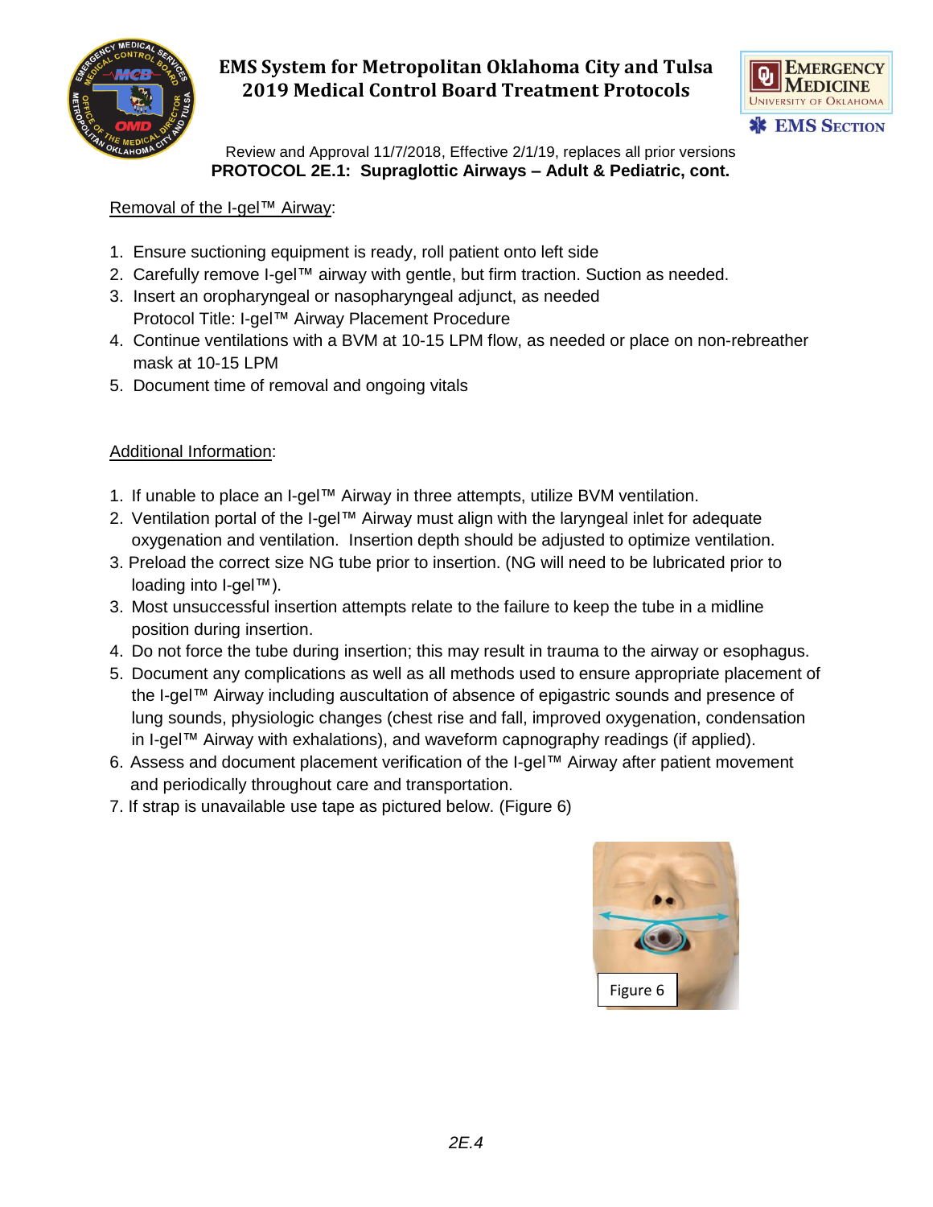Review and Approval 11/7/2018, Effective 2/1/19, replaces all prior versions

**PROTOCOL 2E.1: Supraglottic Airways – Adult & Pediatric, cont.**

Removal of the I-gel™ Airway:

1. Ensure suctioning equipment is ready, roll patient onto left side
2. Carefully remove I-gel™ airway with gentle, but firm traction. Suction as needed.
3. Insert an oropharyngeal or nasopharyngeal adjunct, as needed
   Protocol Title: I-gel™ Airway Placement Procedure
4. Continue ventilations with a BVM at 10-15 LPM flow, as needed or place on non-rebreather mask at 10-15 LPM
5. Document time of removal and ongoing vitals

Additional Information:

1. If unable to place an I-gel™ Airway in three attempts, utilize BVM ventilation.
2. Ventilation portal of the I-gel™ Airway must align with the laryngeal inlet for adequate oxygenation and ventilation. Insertion depth should be adjusted to optimize ventilation.
3. Preload the correct size NG tube prior to insertion. (NG will need to be lubricated prior to loading into I-gel™).
3. Most unsuccessful insertion attempts relate to the failure to keep the tube in a midline position during insertion.
4. Do not force the tube during insertion; this may result in trauma to the airway or esophagus.
5. Document any complications as well as all methods used to ensure appropriate placement of the I-gel™ Airway including auscultation of absence of epigastric sounds and presence of lung sounds, physiologic changes (chest rise and fall, improved oxygenation, condensation in I-gel™ Airway with exhalations), and waveform capnography readings (if applied).
6. Assess and document placement verification of the I-gel™ Airway after patient movement and periodically throughout care and transportation.
7. If strap is unavailable use tape as pictured below. (Figure 6)

Figure 6